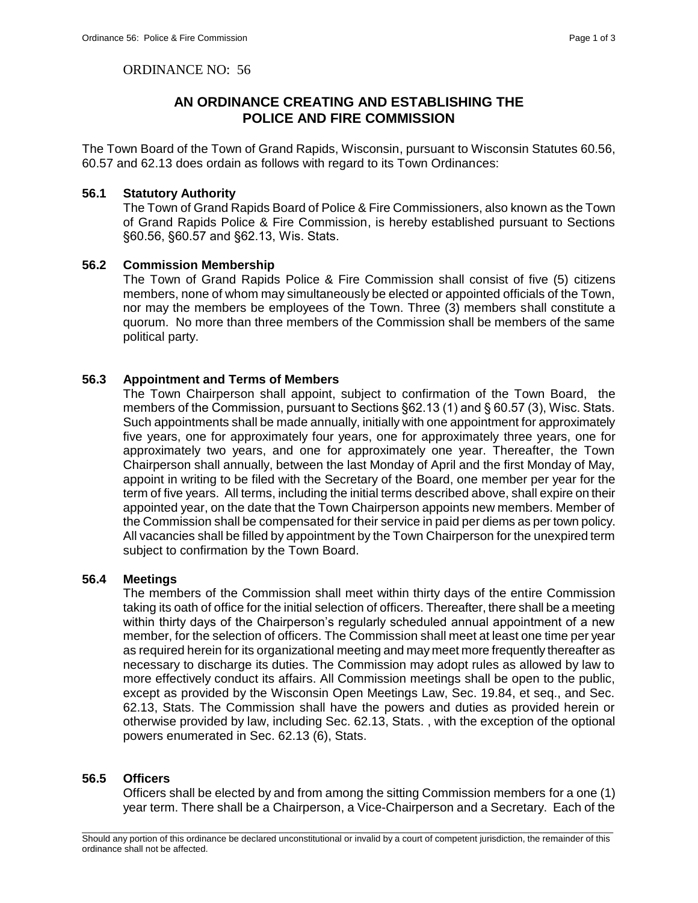ORDINANCE NO: 56

# AN ORDINANCE CREATING AND ESTABLISHING THE POLICE AND FIRE COMMISSION

The Town Board of the Town of Grand Rapids, Wisconsin, pursuant to Wisconsin Statutes 60.56, 60.57 and 62.13 does ordain as follows with regard to its Town Ordinances:

### 56.1 Statutory Authority

The Town of Grand Rapids Board of Police & Fire Commissioners, also known as the Town of Grand Rapids Police & Fire Commission, is hereby established pursuant to Sections §60.56, §60.57 and §62.13, Wis. Stats.

### 56.2 Commission Membership

The Town of Grand Rapids Police & Fire Commission shall consist of five (5) citizens members, none of whom may simultaneously be elected or appointed officials of the Town, nor may the members be employees of the Town. Three (3) members shall constitute a quorum. No more than three members of the Commission shall be members of the same political party.

### 56.3 Appointment and Terms of Members

The Town Chairperson shall appoint, subject to confirmation of the Town Board, the members of the Commission, pursuant to Sections §62.13 (1) and § 60.57 (3), Wisc. Stats. Such appointments shall be made annually, initially with one appointment for approximately five years, one for approximately four years, one for approximately three years, one for approximately two years, and one for approximately one year. Thereafter, the Town Chairperson shall annually, between the last Monday of April and the first Monday of May, appoint in writing to be filed with the Secretary of the Board, one member per year for the term of five years. All terms, including the initial terms described above, shall expire on their appointed year, on the date that the Town Chairperson appoints new members. Member of the Commission shall be compensated for their service in paid per diems as per town policy. All vacancies shall be filled by appointment by the Town Chairperson for the unexpired term subject to confirmation by the Town Board.

### 56.4 Meetings

The members of the Commission shall meet within thirty days of the entire Commission taking its oath of office for the initial selection of officers. Thereafter, there shall be a meeting within thirty days of the Chairperson's regularly scheduled annual appointment of a new member, for the selection of officers. The Commission shall meet at least one time per year as required herein for its organizational meeting and may meet more frequently thereafter as necessary to discharge its duties. The Commission may adopt rules as allowed by law to more effectively conduct its affairs. All Commission meetings shall be open to the public, except as provided by the Wisconsin Open Meetings Law, Sec. 19.84, et seq., and Sec. 62.13, Stats. The Commission shall have the powers and duties as provided herein or otherwise provided by law, including Sec. 62.13, Stats. , with the exception of the optional powers enumerated in Sec. 62.13 (6), Stats.

### 56.5 Officers

Officers shall be elected by and from among the sitting Commission members for a one (1) year term. There shall be a Chairperson, a Vice-Chairperson and a Secretary. Each of the

Should any portion of this ordinance be declared unconstitutional or invalid by a court of competent jurisdiction, the remainder of this ordinance shall not be affected.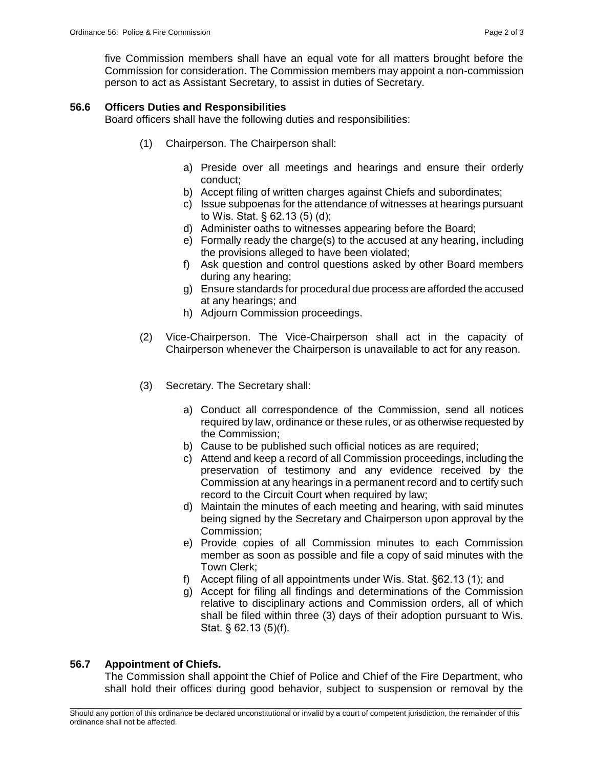five Commission members shall have an equal vote for all matters brought before the Commission for consideration. The Commission members may appoint a non-commission person to act as Assistant Secretary, to assist in duties of Secretary.

**56.6 Officers Duties and Responsibilities**

Board officers shall have the following duties and responsibilities:

(1) Chairperson. The Chairperson shall:

a) Preside over all meetings and hearings and ensure their orderly conduct;
b) Accept filing of written charges against Chiefs and subordinates;
c) Issue subpoenas for the attendance of witnesses at hearings pursuant to Wis. Stat. § 62.13 (5) (d);
d) Administer oaths to witnesses appearing before the Board;
e) Formally ready the charge(s) to the accused at any hearing, including the provisions alleged to have been violated;
f) Ask question and control questions asked by other Board members during any hearing;
g) Ensure standards for procedural due process are afforded the accused at any hearings; and
h) Adjourn Commission proceedings.

(2) Vice-Chairperson. The Vice-Chairperson shall act in the capacity of Chairperson whenever the Chairperson is unavailable to act for any reason.

(3) Secretary. The Secretary shall:

a) Conduct all correspondence of the Commission, send all notices required by law, ordinance or these rules, or as otherwise requested by the Commission;
b) Cause to be published such official notices as are required;
c) Attend and keep a record of all Commission proceedings, including the preservation of testimony and any evidence received by the Commission at any hearings in a permanent record and to certify such record to the Circuit Court when required by law;
d) Maintain the minutes of each meeting and hearing, with said minutes being signed by the Secretary and Chairperson upon approval by the Commission;
e) Provide copies of all Commission minutes to each Commission member as soon as possible and file a copy of said minutes with the Town Clerk;
f) Accept filing of all appointments under Wis. Stat. §62.13 (1); and
g) Accept for filing all findings and determinations of the Commission relative to disciplinary actions and Commission orders, all of which shall be filed within three (3) days of their adoption pursuant to Wis. Stat. § 62.13 (5)(f).

**56.7 Appointment of Chiefs.**

The Commission shall appoint the Chief of Police and Chief of the Fire Department, who shall hold their offices during good behavior, subject to suspension or removal by the

Should any portion of this ordinance be declared unconstitutional or invalid by a court of competent jurisdiction, the remainder of this ordinance shall not be affected.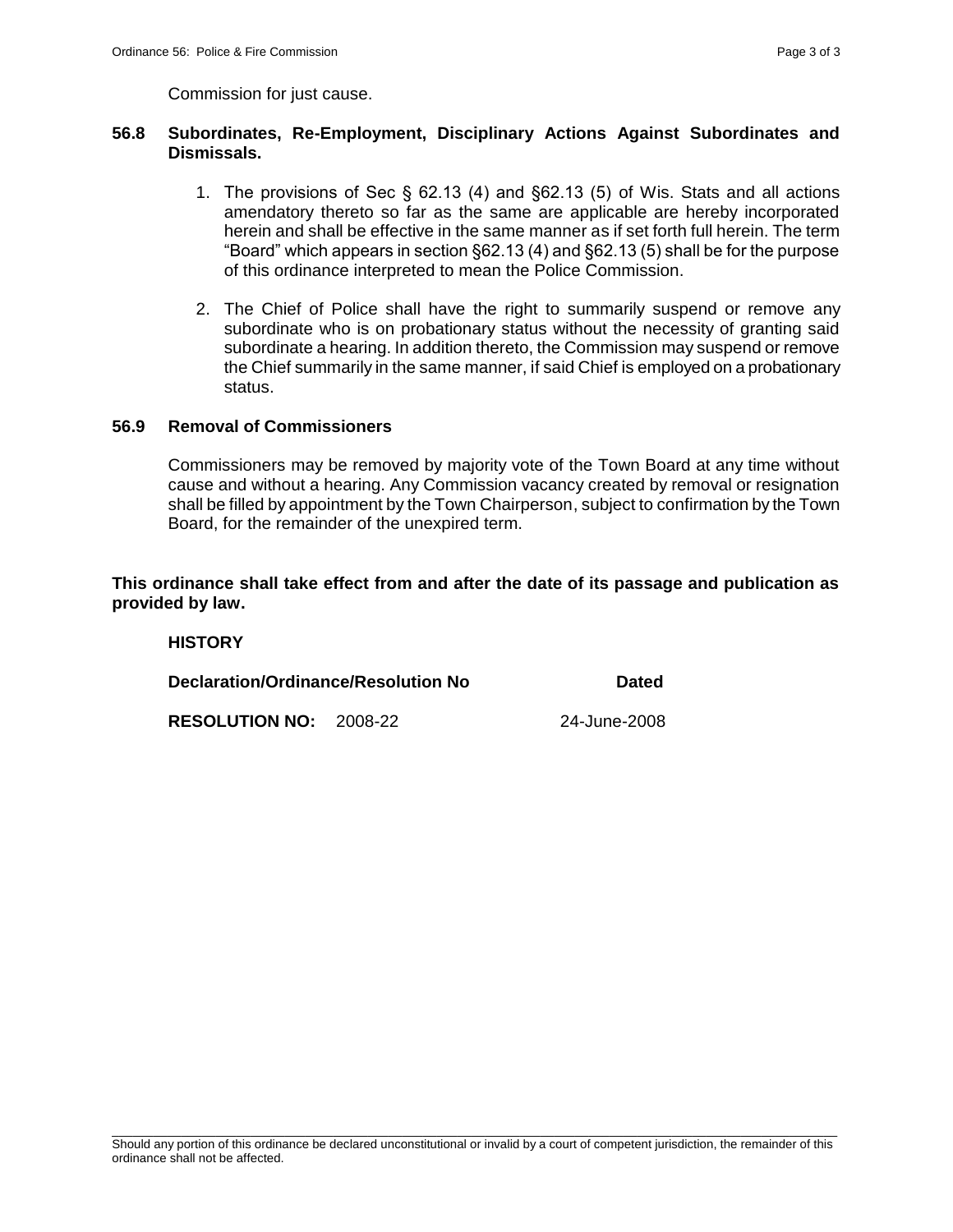Commission for just cause.

**56.8 Subordinates, Re-Employment, Disciplinary Actions Against Subordinates and Dismissals.**

1. The provisions of Sec § 62.13 (4) and §62.13 (5) of Wis. Stats and all actions amendatory thereto so far as the same are applicable are hereby incorporated herein and shall be effective in the same manner as if set forth full herein. The term "Board" which appears in section §62.13 (4) and §62.13 (5) shall be for the purpose of this ordinance interpreted to mean the Police Commission.

2. The Chief of Police shall have the right to summarily suspend or remove any subordinate who is on probationary status without the necessity of granting said subordinate a hearing. In addition thereto, the Commission may suspend or remove the Chief summarily in the same manner, if said Chief is employed on a probationary status.

**56.9 Removal of Commissioners**

Commissioners may be removed by majority vote of the Town Board at any time without cause and without a hearing. Any Commission vacancy created by removal or resignation shall be filled by appointment by the Town Chairperson, subject to confirmation by the Town Board, for the remainder of the unexpired term.

**This ordinance shall take effect from and after the date of its passage and publication as provided by law.**

**HISTORY**

| **Declaration/Ordinance/Resolution No** | **Dated** |
|---|---|
| **RESOLUTION NO:** 2008-22 | 24-June-2008 |

Should any portion of this ordinance be declared unconstitutional or invalid by a court of competent jurisdiction, the remainder of this ordinance shall not be affected.